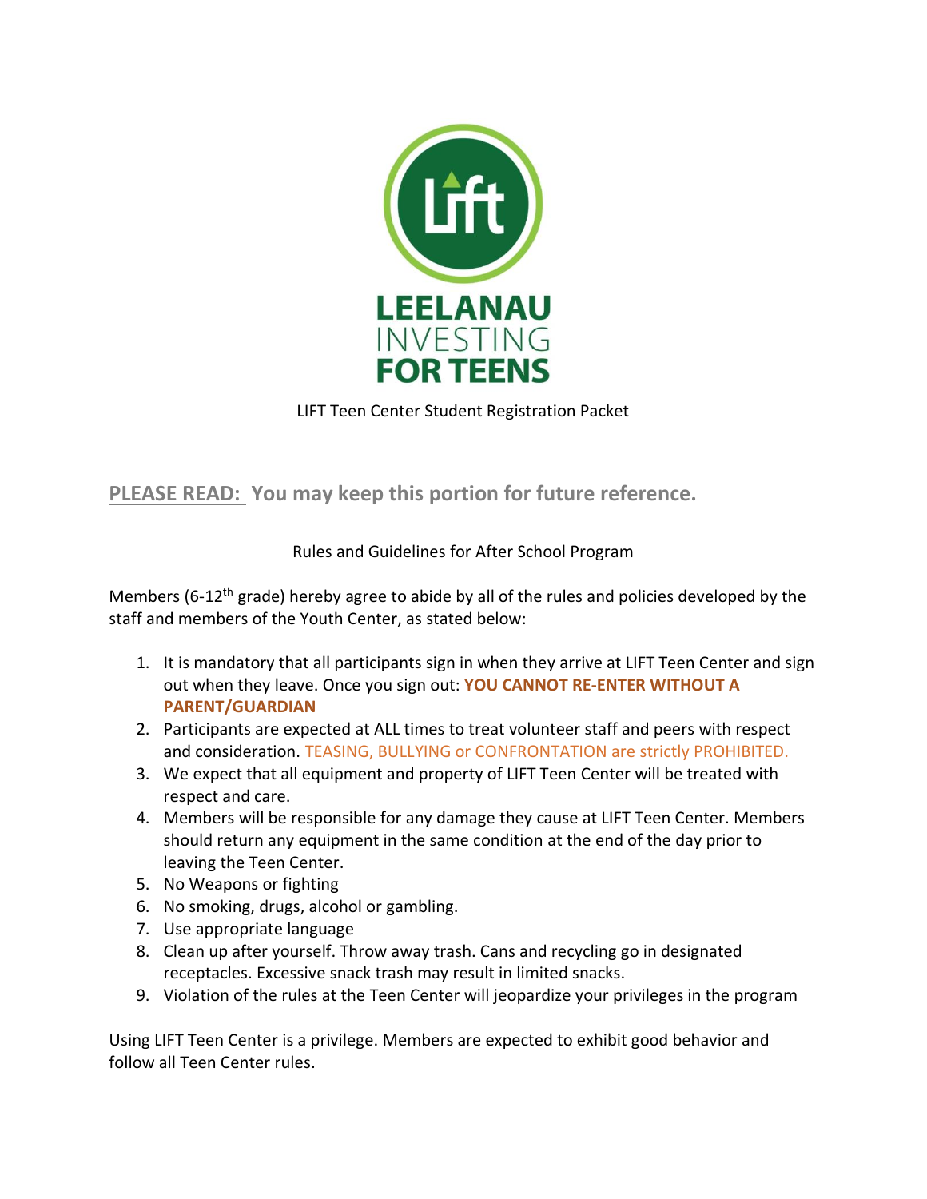LEELANAU INVESTING FOR TEENS

LIFT Teen Center Student Registration Packet

## PLEASE READ: You may keep this portion for future reference.

Rules and Guidelines for After School Program

Members (6-12th grade) hereby agree to abide by all of the rules and policies developed by the staff and members of the Youth Center, as stated below:

1. It is mandatory that all participants sign in when they arrive at LIFT Teen Center and sign out when they leave. Once you sign out: **YOU CANNOT RE-ENTER WITHOUT A PARENT/GUARDIAN**
2. Participants are expected at ALL times to treat volunteer staff and peers with respect and consideration. TEASING, BULLYING or CONFRONTATION are strictly PROHIBITED.
3. We expect that all equipment and property of LIFT Teen Center will be treated with respect and care.
4. Members will be responsible for any damage they cause at LIFT Teen Center. Members should return any equipment in the same condition at the end of the day prior to leaving the Teen Center.
5. No Weapons or fighting
6. No smoking, drugs, alcohol or gambling.
7. Use appropriate language
8. Clean up after yourself. Throw away trash. Cans and recycling go in designated receptacles. Excessive snack trash may result in limited snacks.
9. Violation of the rules at the Teen Center will jeopardize your privileges in the program

Using LIFT Teen Center is a privilege. Members are expected to exhibit good behavior and follow all Teen Center rules.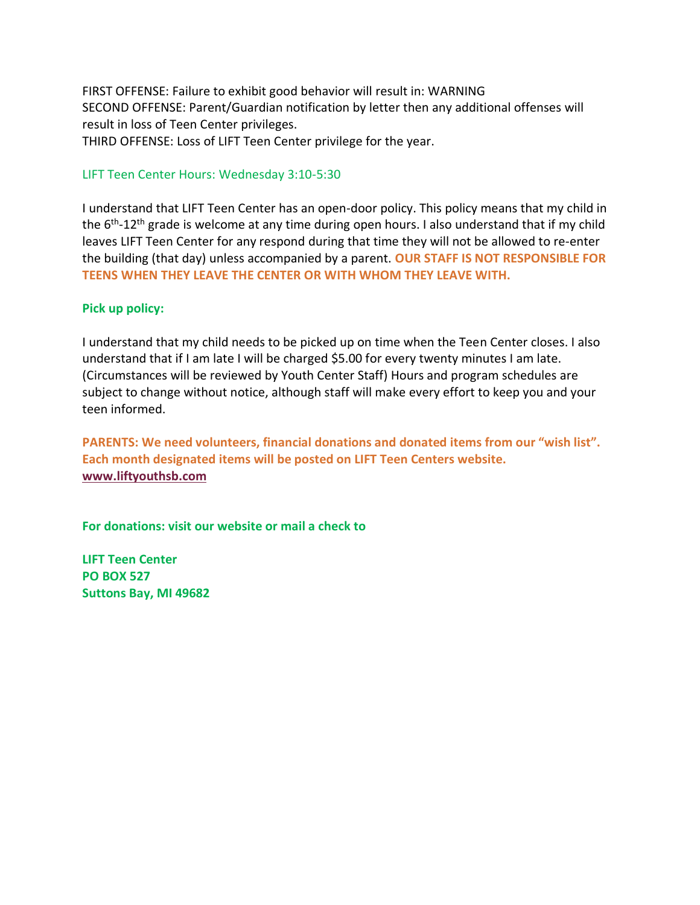FIRST OFFENSE: Failure to exhibit good behavior will result in: WARNING
SECOND OFFENSE: Parent/Guardian notification by letter then any additional offenses will result in loss of Teen Center privileges.
THIRD OFFENSE: Loss of LIFT Teen Center privilege for the year.

LIFT Teen Center Hours: Wednesday 3:10-5:30

I understand that LIFT Teen Center has an open-door policy. This policy means that my child in the 6th-12th grade is welcome at any time during open hours. I also understand that if my child leaves LIFT Teen Center for any respond during that time they will not be allowed to re-enter the building (that day) unless accompanied by a parent. **OUR STAFF IS NOT RESPONSIBLE FOR TEENS WHEN THEY LEAVE THE CENTER OR WITH WHOM THEY LEAVE WITH.**

**Pick up policy:**

I understand that my child needs to be picked up on time when the Teen Center closes. I also understand that if I am late I will be charged $5.00 for every twenty minutes I am late. (Circumstances will be reviewed by Youth Center Staff) Hours and program schedules are subject to change without notice, although staff will make every effort to keep you and your teen informed.

**PARENTS: We need volunteers, financial donations and donated items from our "wish list". Each month designated items will be posted on LIFT Teen Centers website.**
**www.liftyouthsb.com**

**For donations: visit our website or mail a check to**

**LIFT Teen Center**
**PO BOX 527**
**Suttons Bay, MI 49682**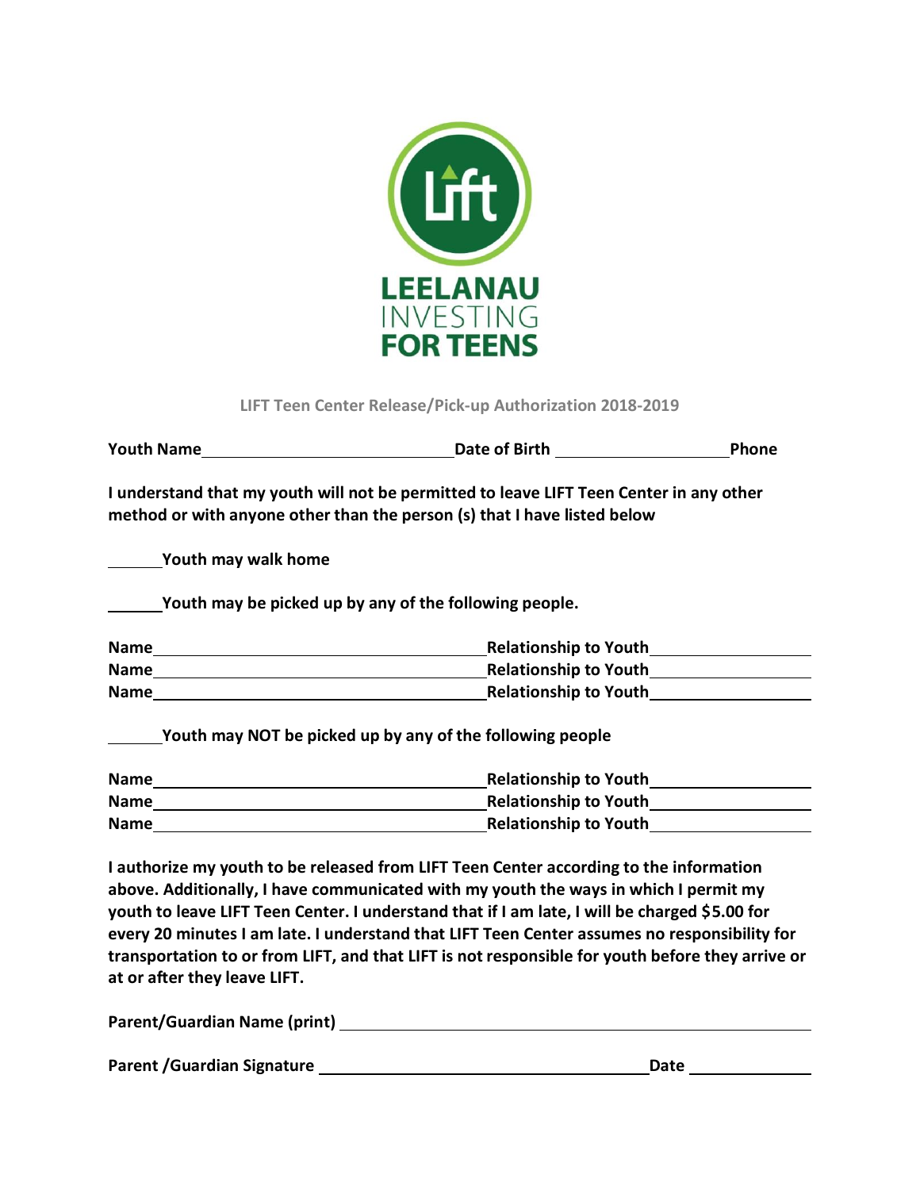LEELANAU INVESTING FOR TEENS

## LIFT Teen Center Release/Pick-up Authorization 2018-2019

**Youth Name**\_\_\_\_\_\_\_\_\_\_\_\_\_\_\_\_\_\_\_\_\_\_\_\_\_\_\_\_ **Date of Birth** \_\_\_\_\_\_\_\_\_\_\_\_\_\_\_\_\_\_\_\_ **Phone**

**I understand that my youth will not be permitted to leave LIFT Teen Center in any other method or with anyone other than the person (s) that I have listed below**

\_\_\_\_\_\_**Youth may walk home**

\_\_\_\_\_\_**Youth may be picked up by any of the following people.**

**Name**\_\_\_\_\_\_\_\_\_\_\_\_\_\_\_\_\_\_\_\_\_\_\_\_\_\_\_\_\_\_\_\_\_\_\_\_\_\_ **Relationship to Youth**\_\_\_\_\_\_\_\_\_\_\_\_\_\_\_\_\_\_

**Name**\_\_\_\_\_\_\_\_\_\_\_\_\_\_\_\_\_\_\_\_\_\_\_\_\_\_\_\_\_\_\_\_\_\_\_\_\_\_ **Relationship to Youth**\_\_\_\_\_\_\_\_\_\_\_\_\_\_\_\_\_\_

**Name**\_\_\_\_\_\_\_\_\_\_\_\_\_\_\_\_\_\_\_\_\_\_\_\_\_\_\_\_\_\_\_\_\_\_\_\_\_\_ **Relationship to Youth**\_\_\_\_\_\_\_\_\_\_\_\_\_\_\_\_\_\_

\_\_\_\_\_\_**Youth may NOT be picked up by any of the following people**

**Name**\_\_\_\_\_\_\_\_\_\_\_\_\_\_\_\_\_\_\_\_\_\_\_\_\_\_\_\_\_\_\_\_\_\_\_\_\_\_ **Relationship to Youth**\_\_\_\_\_\_\_\_\_\_\_\_\_\_\_\_\_\_

**Name**\_\_\_\_\_\_\_\_\_\_\_\_\_\_\_\_\_\_\_\_\_\_\_\_\_\_\_\_\_\_\_\_\_\_\_\_\_\_ **Relationship to Youth**\_\_\_\_\_\_\_\_\_\_\_\_\_\_\_\_\_\_

**Name**\_\_\_\_\_\_\_\_\_\_\_\_\_\_\_\_\_\_\_\_\_\_\_\_\_\_\_\_\_\_\_\_\_\_\_\_\_\_ **Relationship to Youth**\_\_\_\_\_\_\_\_\_\_\_\_\_\_\_\_\_\_

**I authorize my youth to be released from LIFT Teen Center according to the information above. Additionally, I have communicated with my youth the ways in which I permit my youth to leave LIFT Teen Center. I understand that if I am late, I will be charged $5.00 for every 20 minutes I am late. I understand that LIFT Teen Center assumes no responsibility for transportation to or from LIFT, and that LIFT is not responsible for youth before they arrive or at or after they leave LIFT.**

**Parent/Guardian Name (print)** \_\_\_\_\_\_\_\_\_\_\_\_\_\_\_\_\_\_\_\_\_\_\_\_\_\_\_\_\_\_\_\_\_\_\_\_\_\_\_\_\_\_\_\_\_\_\_\_

**Parent /Guardian Signature** \_\_\_\_\_\_\_\_\_\_\_\_\_\_\_\_\_\_\_\_\_\_\_\_\_\_\_\_\_\_\_\_\_\_\_\_\_\_ **Date** \_\_\_\_\_\_\_\_\_\_\_\_\_\_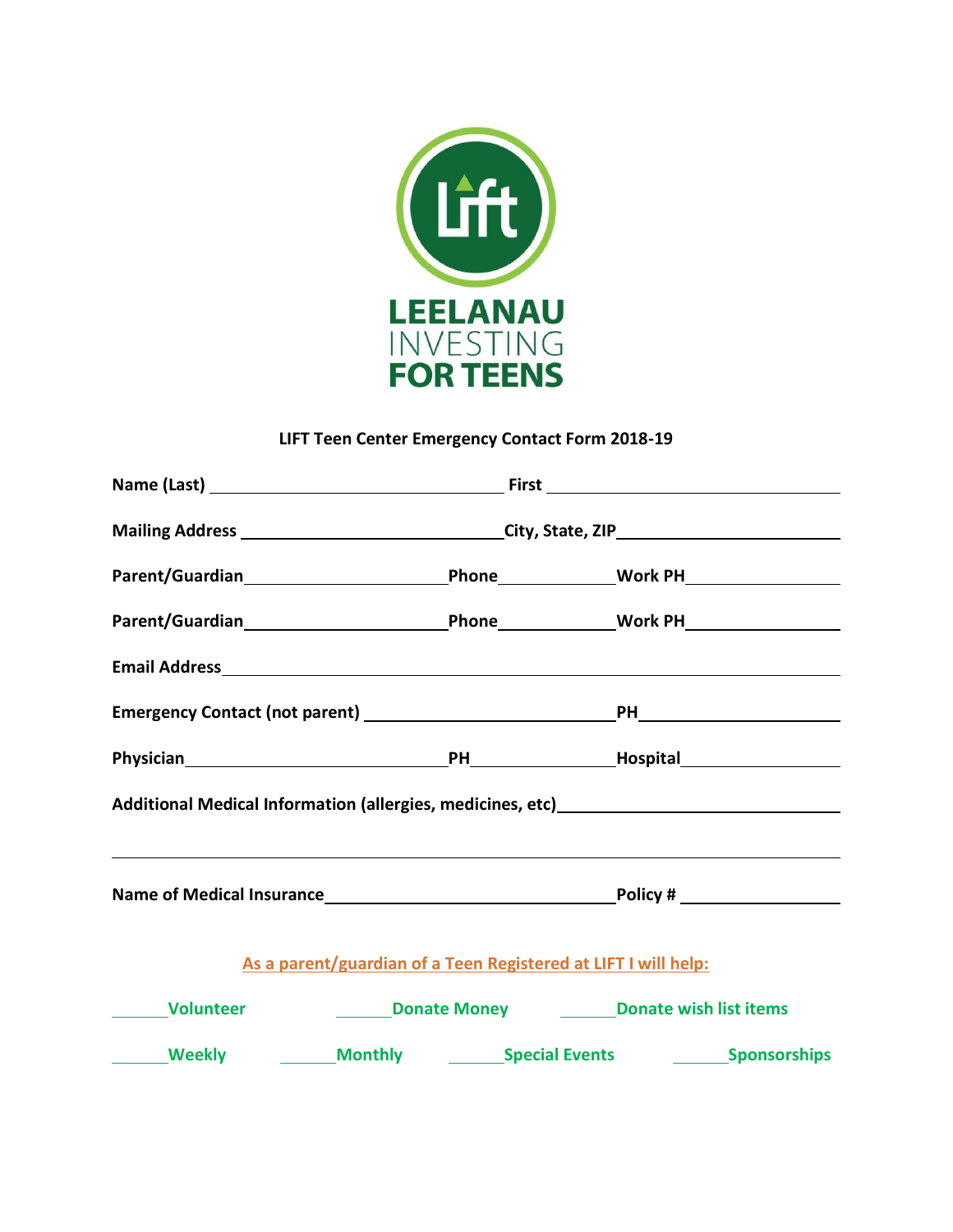LEELANAU
INVESTING
FOR TEENS

**LIFT Teen Center Emergency Contact Form 2018-19**

**Name (Last)** ______________________________ **First** ______________________________

**Mailing Address** ______________________________ **City, State, ZIP** ______________________________

**Parent/Guardian** ______________________ **Phone** ____________ **Work PH** ________________

**Parent/Guardian** ______________________ **Phone** ____________ **Work PH** ________________

**Email Address** ____________________________________________________________________

**Emergency Contact (not parent)** ____________________________ **PH** ______________________

**Physician** ____________________________ **PH** ________________ **Hospital** ________________

**Additional Medical Information (allergies, medicines, etc)** ____________________________

______________________________________________________________________________________

**Name of Medical Insurance** ______________________________ **Policy #** __________________

**As a parent/guardian of a Teen Registered at LIFT I will help:**

______ **Volunteer** ______ **Donate Money** ______ **Donate wish list items**

______ **Weekly** ______ **Monthly** ______ **Special Events** ______ **Sponsorships**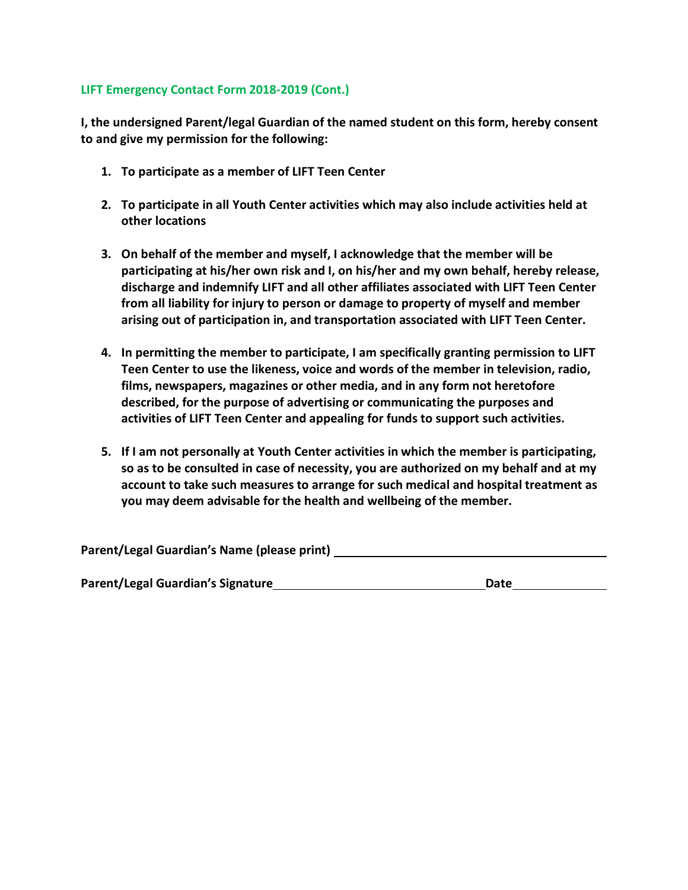## LIFT Emergency Contact Form 2018-2019 (Cont.)

**I, the undersigned Parent/legal Guardian of the named student on this form, hereby consent to and give my permission for the following:**

1. **To participate as a member of LIFT Teen Center**
2. **To participate in all Youth Center activities which may also include activities held at other locations**
3. **On behalf of the member and myself, I acknowledge that the member will be participating at his/her own risk and I, on his/her and my own behalf, hereby release, discharge and indemnify LIFT and all other affiliates associated with LIFT Teen Center from all liability for injury to person or damage to property of myself and member arising out of participation in, and transportation associated with LIFT Teen Center.**
4. **In permitting the member to participate, I am specifically granting permission to LIFT Teen Center to use the likeness, voice and words of the member in television, radio, films, newspapers, magazines or other media, and in any form not heretofore described, for the purpose of advertising or communicating the purposes and activities of LIFT Teen Center and appealing for funds to support such activities.**
5. **If I am not personally at Youth Center activities in which the member is participating, so as to be consulted in case of necessity, you are authorized on my behalf and at my account to take such measures to arrange for such medical and hospital treatment as you may deem advisable for the health and wellbeing of the member.**

**Parent/Legal Guardian's Name (please print)** ________________________________

**Parent/Legal Guardian's Signature** ____________________________ **Date** ____________